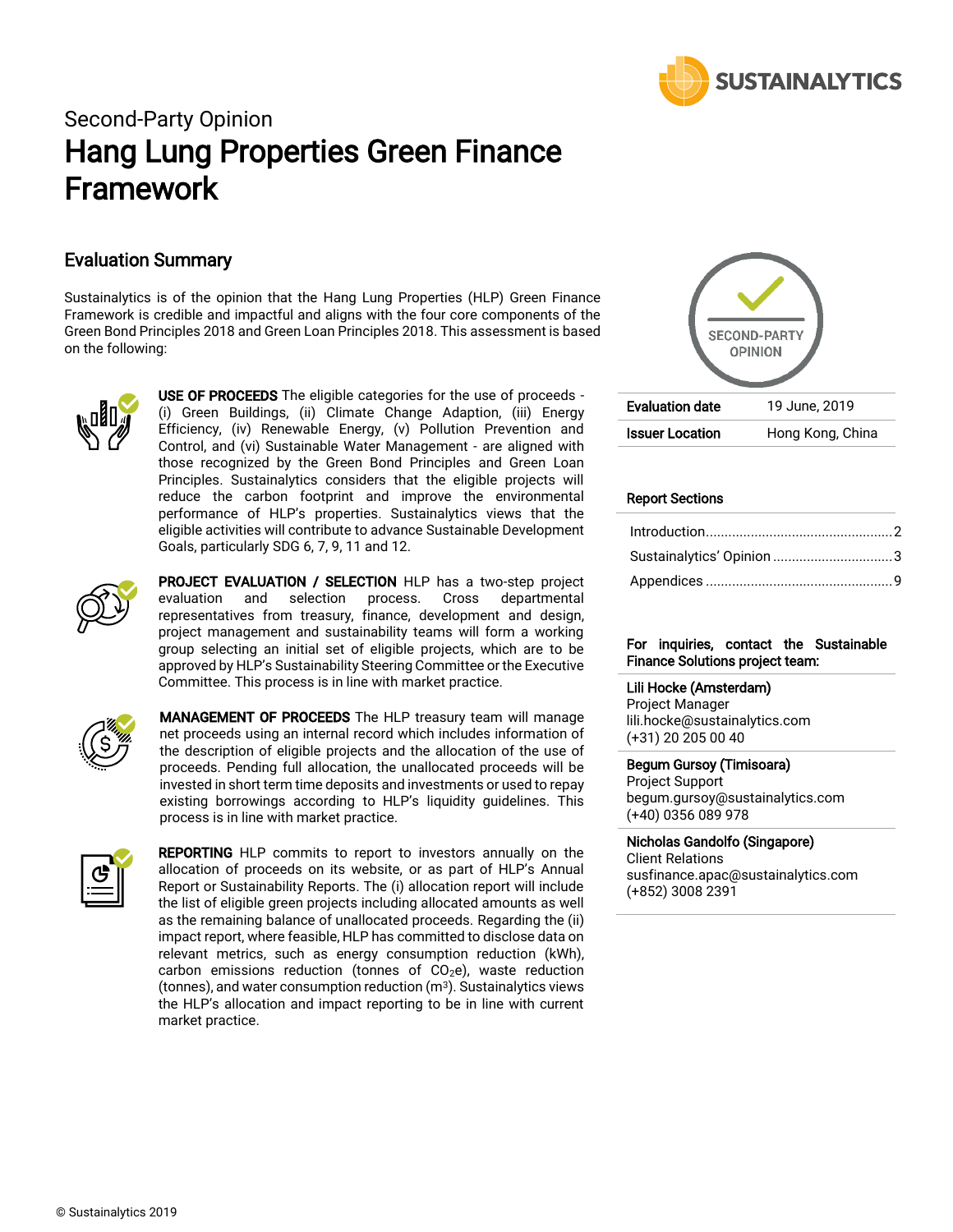# Second-Party Opinion

# Hang Lung Properties Green Finance Framework

## Evaluation Summary

Sustainalytics is of the opinion that the Hang Lung Properties (HLP) Green Finance Framework is credible and impactful and aligns with the four core components of the Green Bond Principles 2018 and Green Loan Principles 2018. This assessment is based on the following:

**USE OF PROCEEDS** The eligible categories for the use of proceeds - (i) Green Buildings, (ii) Climate Change Adaption, (iii) Energy Efficiency, (iv) Renewable Energy, (v) Pollution Prevention and Control, and (vi) Sustainable Water Management - are aligned with those recognized by the Green Bond Principles and Green Loan Principles. Sustainalytics considers that the eligible projects will reduce the carbon footprint and improve the environmental performance of HLP's properties. Sustainalytics views that the eligible activities will contribute to advance Sustainable Development Goals, particularly SDG 6, 7, 9, 11 and 12.

**PROJECT EVALUATION / SELECTION** HLP has a two-step project evaluation and selection process. Cross departmental representatives from treasury, finance, development and design, project management and sustainability teams will form a working group selecting an initial set of eligible projects, which are to be approved by HLP's Sustainability Steering Committee or the Executive Committee. This process is in line with market practice.

**MANAGEMENT OF PROCEEDS** The HLP treasury team will manage net proceeds using an internal record which includes information of the description of eligible projects and the allocation of the use of proceeds. Pending full allocation, the unallocated proceeds will be invested in short term time deposits and investments or used to repay existing borrowings according to HLP's liquidity guidelines. This process is in line with market practice.

**REPORTING** HLP commits to report to investors annually on the allocation of proceeds on its website, or as part of HLP's Annual Report or Sustainability Reports. The (i) allocation report will include the list of eligible green projects including allocated amounts as well as the remaining balance of unallocated proceeds. Regarding the (ii) impact report, where feasible, HLP has committed to disclose data on relevant metrics, such as energy consumption reduction (kWh), carbon emissions reduction (tonnes of $CO_2e$), waste reduction (tonnes), and water consumption reduction ($m^3$). Sustainalytics views the HLP's allocation and impact reporting to be in line with current market practice.

SECOND-PARTY OPINION

| | |
|---|---|
| **Evaluation date** | 19 June, 2019 |
| **Issuer Location** | Hong Kong, China |

### Report Sections

- Introduction .................................................. 2
- Sustainalytics' Opinion ................................ 3
- Appendices .................................................. 9

**For inquiries, contact the Sustainable Finance Solutions project team:**

**Lili Hocke (Amsterdam)**
Project Manager
lili.hocke@sustainalytics.com
(+31) 20 205 00 40

**Begum Gursoy (Timisoara)**
Project Support
begum.gursoy@sustainalytics.com
(+40) 0356 089 978

**Nicholas Gandolfo (Singapore)**
Client Relations
susfinance.apac@sustainalytics.com
(+852) 3008 2391

© Sustainalytics 2019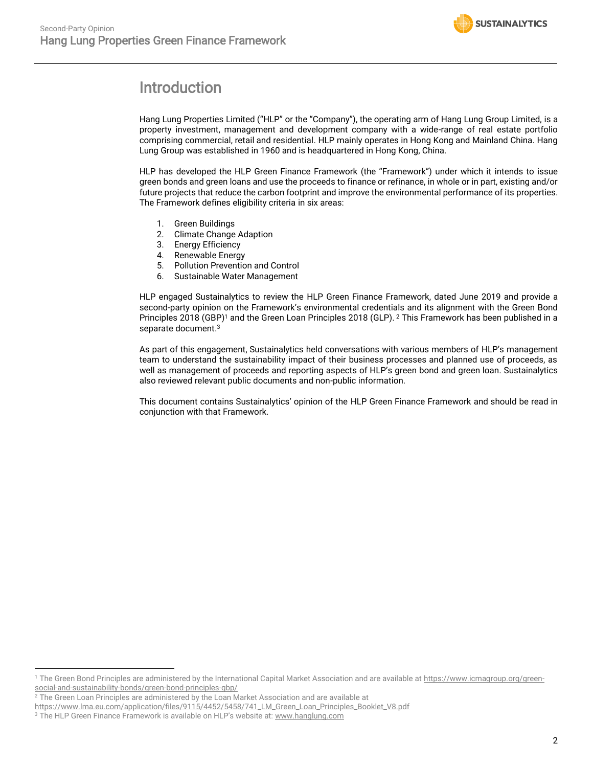# Introduction

Hang Lung Properties Limited ("HLP" or the "Company"), the operating arm of Hang Lung Group Limited, is a property investment, management and development company with a wide-range of real estate portfolio comprising commercial, retail and residential. HLP mainly operates in Hong Kong and Mainland China. Hang Lung Group was established in 1960 and is headquartered in Hong Kong, China.

HLP has developed the HLP Green Finance Framework (the "Framework") under which it intends to issue green bonds and green loans and use the proceeds to finance or refinance, in whole or in part, existing and/or future projects that reduce the carbon footprint and improve the environmental performance of its properties. The Framework defines eligibility criteria in six areas:

1. Green Buildings
2. Climate Change Adaption
3. Energy Efficiency
4. Renewable Energy
5. Pollution Prevention and Control
6. Sustainable Water Management

HLP engaged Sustainalytics to review the HLP Green Finance Framework, dated June 2019 and provide a second-party opinion on the Framework's environmental credentials and its alignment with the Green Bond Principles 2018 (GBP)[1] and the Green Loan Principles 2018 (GLP). [2] This Framework has been published in a separate document.[3]

As part of this engagement, Sustainalytics held conversations with various members of HLP's management team to understand the sustainability impact of their business processes and planned use of proceeds, as well as management of proceeds and reporting aspects of HLP's green bond and green loan. Sustainalytics also reviewed relevant public documents and non-public information.

This document contains Sustainalytics' opinion of the HLP Green Finance Framework and should be read in conjunction with that Framework.

---

[1] The Green Bond Principles are administered by the International Capital Market Association and are available at https://www.icmagroup.org/green-social-and-sustainability-bonds/green-bond-principles-gbp/

[2] The Green Loan Principles are administered by the Loan Market Association and are available at https://www.lma.eu.com/application/files/9115/4452/5458/741_LM_Green_Loan_Principles_Booklet_V8.pdf

[3] The HLP Green Finance Framework is available on HLP's website at: www.hanglung.com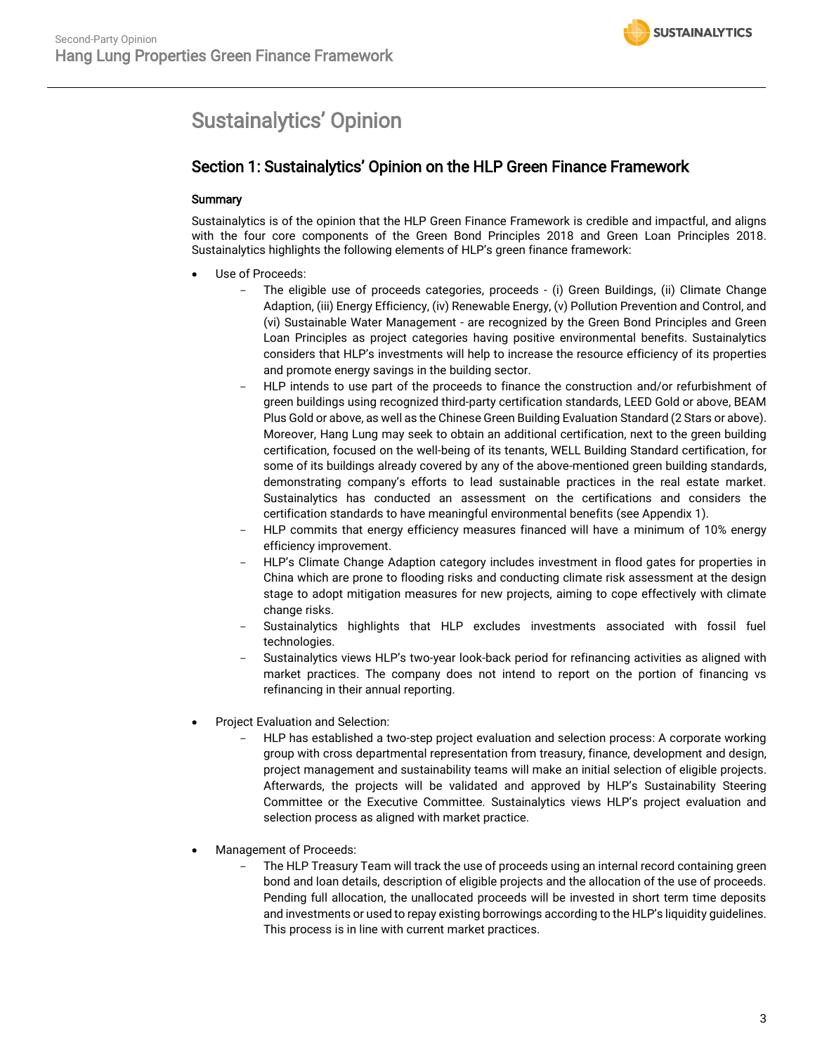# Sustainalytics' Opinion

## Section 1: Sustainalytics' Opinion on the HLP Green Finance Framework

### Summary

Sustainalytics is of the opinion that the HLP Green Finance Framework is credible and impactful, and aligns with the four core components of the Green Bond Principles 2018 and Green Loan Principles 2018. Sustainalytics highlights the following elements of HLP's green finance framework:

- Use of Proceeds:
  - The eligible use of proceeds categories, proceeds - (i) Green Buildings, (ii) Climate Change Adaption, (iii) Energy Efficiency, (iv) Renewable Energy, (v) Pollution Prevention and Control, and (vi) Sustainable Water Management - are recognized by the Green Bond Principles and Green Loan Principles as project categories having positive environmental benefits. Sustainalytics considers that HLP's investments will help to increase the resource efficiency of its properties and promote energy savings in the building sector.
  - HLP intends to use part of the proceeds to finance the construction and/or refurbishment of green buildings using recognized third-party certification standards, LEED Gold or above, BEAM Plus Gold or above, as well as the Chinese Green Building Evaluation Standard (2 Stars or above). Moreover, Hang Lung may seek to obtain an additional certification, next to the green building certification, focused on the well-being of its tenants, WELL Building Standard certification, for some of its buildings already covered by any of the above-mentioned green building standards, demonstrating company's efforts to lead sustainable practices in the real estate market. Sustainalytics has conducted an assessment on the certifications and considers the certification standards to have meaningful environmental benefits (see Appendix 1).
  - HLP commits that energy efficiency measures financed will have a minimum of 10% energy efficiency improvement.
  - HLP's Climate Change Adaption category includes investment in flood gates for properties in China which are prone to flooding risks and conducting climate risk assessment at the design stage to adopt mitigation measures for new projects, aiming to cope effectively with climate change risks.
  - Sustainalytics highlights that HLP excludes investments associated with fossil fuel technologies.
  - Sustainalytics views HLP's two-year look-back period for refinancing activities as aligned with market practices. The company does not intend to report on the portion of financing vs refinancing in their annual reporting.

- Project Evaluation and Selection:
  - HLP has established a two-step project evaluation and selection process: A corporate working group with cross departmental representation from treasury, finance, development and design, project management and sustainability teams will make an initial selection of eligible projects. Afterwards, the projects will be validated and approved by HLP's Sustainability Steering Committee or the Executive Committee. Sustainalytics views HLP's project evaluation and selection process as aligned with market practice.

- Management of Proceeds:
  - The HLP Treasury Team will track the use of proceeds using an internal record containing green bond and loan details, description of eligible projects and the allocation of the use of proceeds. Pending full allocation, the unallocated proceeds will be invested in short term time deposits and investments or used to repay existing borrowings according to the HLP's liquidity guidelines. This process is in line with current market practices.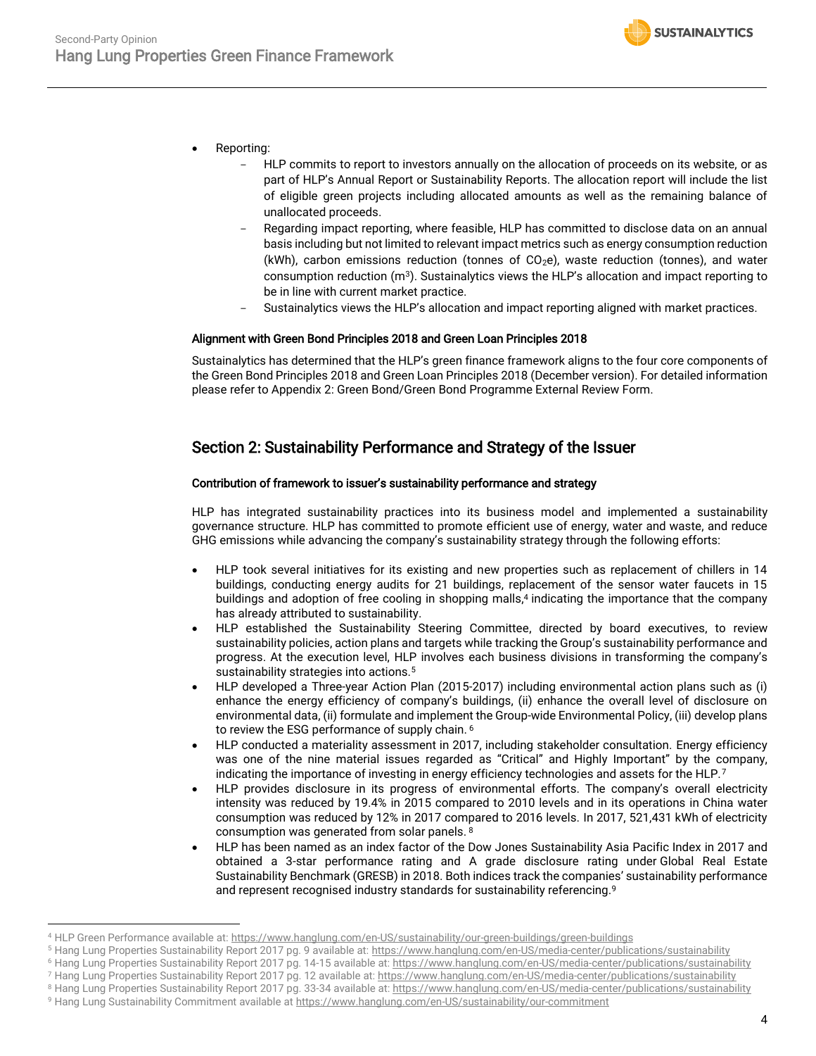- Reporting:
  - HLP commits to report to investors annually on the allocation of proceeds on its website, or as part of HLP's Annual Report or Sustainability Reports. The allocation report will include the list of eligible green projects including allocated amounts as well as the remaining balance of unallocated proceeds.
  - Regarding impact reporting, where feasible, HLP has committed to disclose data on an annual basis including but not limited to relevant impact metrics such as energy consumption reduction (kWh), carbon emissions reduction (tonnes of $CO_2e$), waste reduction (tonnes), and water consumption reduction ($m^3$). Sustainalytics views the HLP's allocation and impact reporting to be in line with current market practice.
  - Sustainalytics views the HLP's allocation and impact reporting aligned with market practices.

#### Alignment with Green Bond Principles 2018 and Green Loan Principles 2018

Sustainalytics has determined that the HLP's green finance framework aligns to the four core components of the Green Bond Principles 2018 and Green Loan Principles 2018 (December version). For detailed information please refer to Appendix 2: Green Bond/Green Bond Programme External Review Form.

## Section 2: Sustainability Performance and Strategy of the Issuer

#### Contribution of framework to issuer's sustainability performance and strategy

HLP has integrated sustainability practices into its business model and implemented a sustainability governance structure. HLP has committed to promote efficient use of energy, water and waste, and reduce GHG emissions while advancing the company's sustainability strategy through the following efforts:

- HLP took several initiatives for its existing and new properties such as replacement of chillers in 14 buildings, conducting energy audits for 21 buildings, replacement of the sensor water faucets in 15 buildings and adoption of free cooling in shopping malls,[4] indicating the importance that the company has already attributed to sustainability.
- HLP established the Sustainability Steering Committee, directed by board executives, to review sustainability policies, action plans and targets while tracking the Group's sustainability performance and progress. At the execution level, HLP involves each business divisions in transforming the company's sustainability strategies into actions.[5]
- HLP developed a Three-year Action Plan (2015-2017) including environmental action plans such as (i) enhance the energy efficiency of company's buildings, (ii) enhance the overall level of disclosure on environmental data, (ii) formulate and implement the Group-wide Environmental Policy, (iii) develop plans to review the ESG performance of supply chain. [6]
- HLP conducted a materiality assessment in 2017, including stakeholder consultation. Energy efficiency was one of the nine material issues regarded as "Critical" and Highly Important" by the company, indicating the importance of investing in energy efficiency technologies and assets for the HLP.[7]
- HLP provides disclosure in its progress of environmental efforts. The company's overall electricity intensity was reduced by 19.4% in 2015 compared to 2010 levels and in its operations in China water consumption was reduced by 12% in 2017 compared to 2016 levels. In 2017, 521,431 kWh of electricity consumption was generated from solar panels. [8]
- HLP has been named as an index factor of the Dow Jones Sustainability Asia Pacific Index in 2017 and obtained a 3-star performance rating and A grade disclosure rating under Global Real Estate Sustainability Benchmark (GRESB) in 2018. Both indices track the companies' sustainability performance and represent recognised industry standards for sustainability referencing.[9]

---

[4] HLP Green Performance available at: https://www.hanglung.com/en-US/sustainability/our-green-buildings/green-buildings

[5] Hang Lung Properties Sustainability Report 2017 pg. 9 available at: https://www.hanglung.com/en-US/media-center/publications/sustainability

[6] Hang Lung Properties Sustainability Report 2017 pg. 14-15 available at: https://www.hanglung.com/en-US/media-center/publications/sustainability

[7] Hang Lung Properties Sustainability Report 2017 pg. 12 available at: https://www.hanglung.com/en-US/media-center/publications/sustainability

[8] Hang Lung Properties Sustainability Report 2017 pg. 33-34 available at: https://www.hanglung.com/en-US/media-center/publications/sustainability

[9] Hang Lung Sustainability Commitment available at https://www.hanglung.com/en-US/sustainability/our-commitment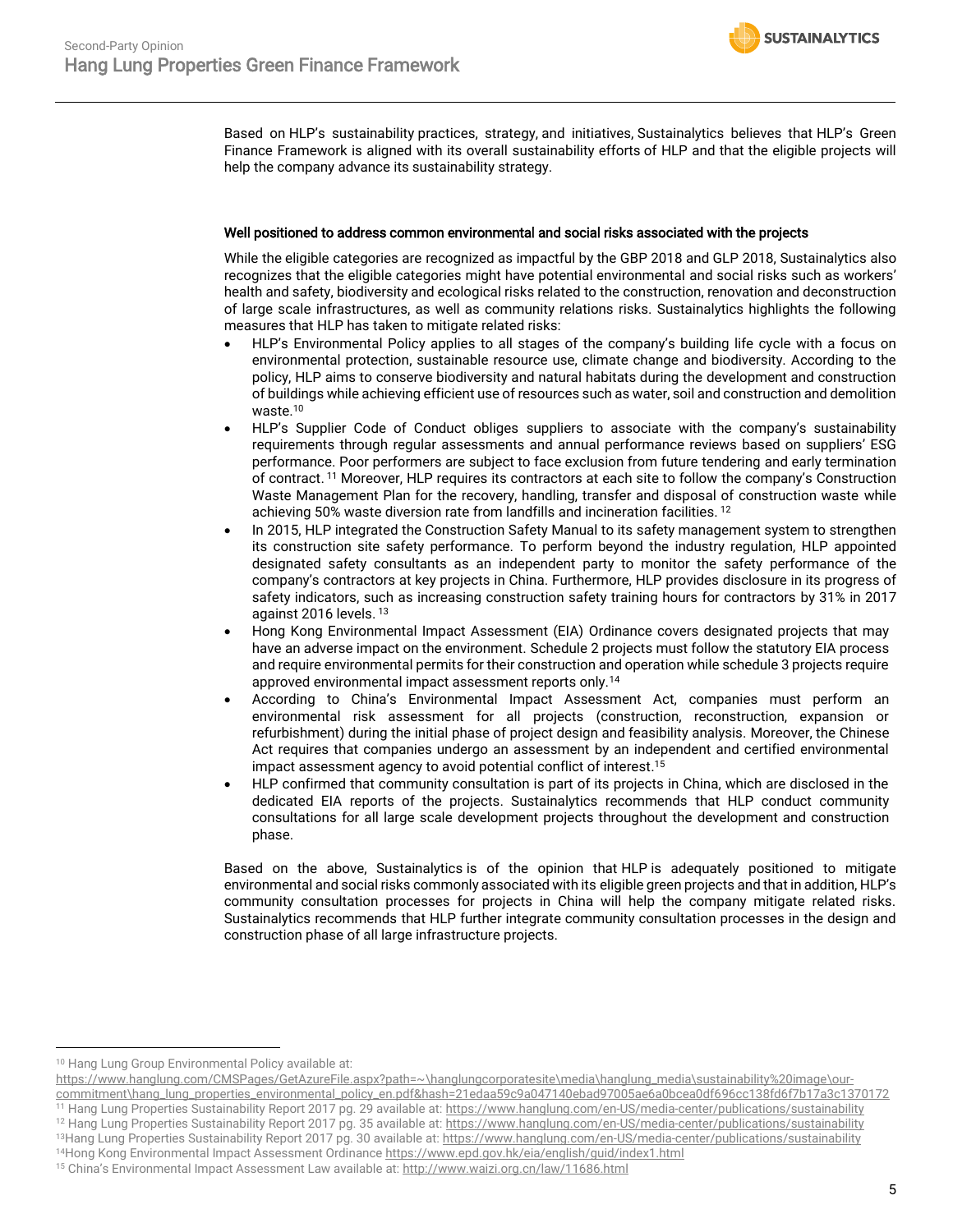Based on HLP's sustainability practices, strategy, and initiatives, Sustainalytics believes that HLP's Green Finance Framework is aligned with its overall sustainability efforts of HLP and that the eligible projects will help the company advance its sustainability strategy.

#### Well positioned to address common environmental and social risks associated with the projects

While the eligible categories are recognized as impactful by the GBP 2018 and GLP 2018, Sustainalytics also recognizes that the eligible categories might have potential environmental and social risks such as workers' health and safety, biodiversity and ecological risks related to the construction, renovation and deconstruction of large scale infrastructures, as well as community relations risks. Sustainalytics highlights the following measures that HLP has taken to mitigate related risks:

- HLP's Environmental Policy applies to all stages of the company's building life cycle with a focus on environmental protection, sustainable resource use, climate change and biodiversity. According to the policy, HLP aims to conserve biodiversity and natural habitats during the development and construction of buildings while achieving efficient use of resources such as water, soil and construction and demolition waste.[10]
- HLP's Supplier Code of Conduct obliges suppliers to associate with the company's sustainability requirements through regular assessments and annual performance reviews based on suppliers' ESG performance. Poor performers are subject to face exclusion from future tendering and early termination of contract.[11] Moreover, HLP requires its contractors at each site to follow the company's Construction Waste Management Plan for the recovery, handling, transfer and disposal of construction waste while achieving 50% waste diversion rate from landfills and incineration facilities.[12]
- In 2015, HLP integrated the Construction Safety Manual to its safety management system to strengthen its construction site safety performance. To perform beyond the industry regulation, HLP appointed designated safety consultants as an independent party to monitor the safety performance of the company's contractors at key projects in China. Furthermore, HLP provides disclosure in its progress of safety indicators, such as increasing construction safety training hours for contractors by 31% in 2017 against 2016 levels.[13]
- Hong Kong Environmental Impact Assessment (EIA) Ordinance covers designated projects that may have an adverse impact on the environment. Schedule 2 projects must follow the statutory EIA process and require environmental permits for their construction and operation while schedule 3 projects require approved environmental impact assessment reports only.[14]
- According to China's Environmental Impact Assessment Act, companies must perform an environmental risk assessment for all projects (construction, reconstruction, expansion or refurbishment) during the initial phase of project design and feasibility analysis. Moreover, the Chinese Act requires that companies undergo an assessment by an independent and certified environmental impact assessment agency to avoid potential conflict of interest.[15]
- HLP confirmed that community consultation is part of its projects in China, which are disclosed in the dedicated EIA reports of the projects. Sustainalytics recommends that HLP conduct community consultations for all large scale development projects throughout the development and construction phase.

Based on the above, Sustainalytics is of the opinion that HLP is adequately positioned to mitigate environmental and social risks commonly associated with its eligible green projects and that in addition, HLP's community consultation processes for projects in China will help the company mitigate related risks. Sustainalytics recommends that HLP further integrate community consultation processes in the design and construction phase of all large infrastructure projects.

---

[10] Hang Lung Group Environmental Policy available at: https://www.hanglung.com/CMSPages/GetAzureFile.aspx?path=~\hanglungcorporatesite\media\hanglung_media\sustainability%20image\our-commitment\hang_lung_properties_environmental_policy_en.pdf&hash=21edaa59c9a047140ebad97005ae6a0bcea0df696cc138fd6f7b17a3c1370172

[11] Hang Lung Properties Sustainability Report 2017 pg. 29 available at: https://www.hanglung.com/en-US/media-center/publications/sustainability

[12] Hang Lung Properties Sustainability Report 2017 pg. 35 available at: https://www.hanglung.com/en-US/media-center/publications/sustainability

[13] Hang Lung Properties Sustainability Report 2017 pg. 30 available at: https://www.hanglung.com/en-US/media-center/publications/sustainability

[14] Hong Kong Environmental Impact Assessment Ordinance https://www.epd.gov.hk/eia/english/guid/index1.html

[15] China's Environmental Impact Assessment Law available at: http://www.waizi.org.cn/law/11686.html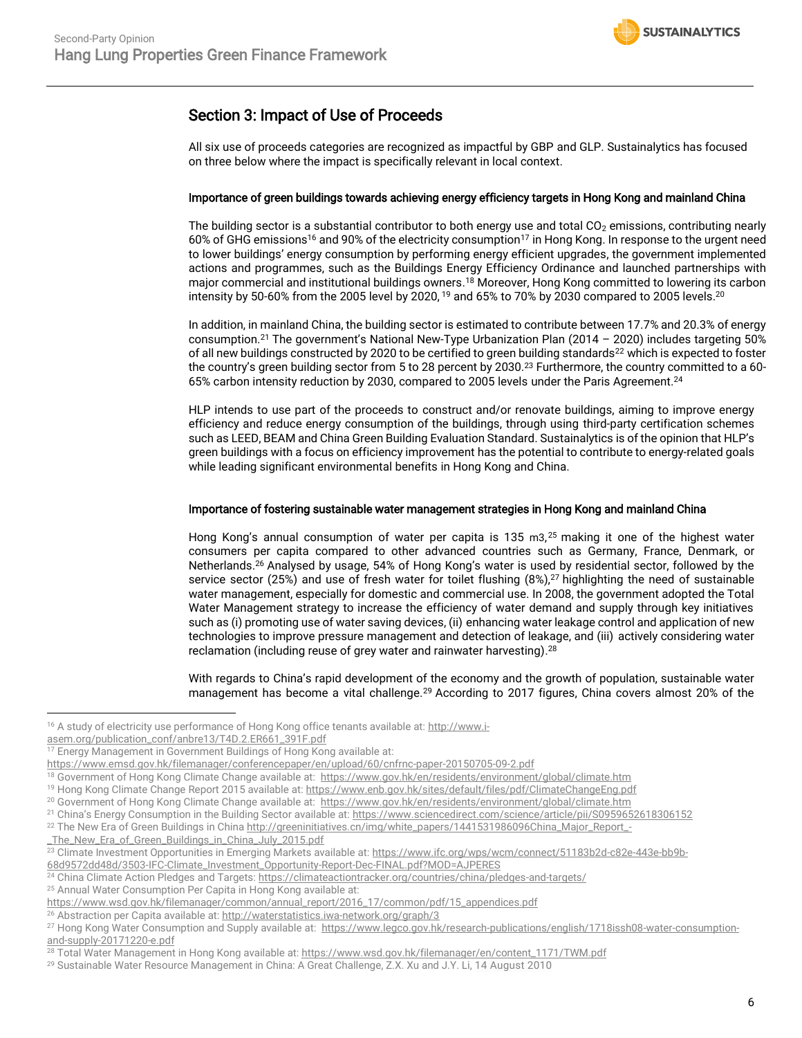## Section 3: Impact of Use of Proceeds

All six use of proceeds categories are recognized as impactful by GBP and GLP. Sustainalytics has focused on three below where the impact is specifically relevant in local context.

### Importance of green buildings towards achieving energy efficiency targets in Hong Kong and mainland China

The building sector is a substantial contributor to both energy use and total $CO_2$ emissions, contributing nearly 60% of GHG emissions[16] and 90% of the electricity consumption[17] in Hong Kong. In response to the urgent need to lower buildings' energy consumption by performing energy efficient upgrades, the government implemented actions and programmes, such as the Buildings Energy Efficiency Ordinance and launched partnerships with major commercial and institutional buildings owners.[18] Moreover, Hong Kong committed to lowering its carbon intensity by 50-60% from the 2005 level by 2020,[19] and 65% to 70% by 2030 compared to 2005 levels.[20]

In addition, in mainland China, the building sector is estimated to contribute between 17.7% and 20.3% of energy consumption.[21] The government's National New-Type Urbanization Plan (2014 – 2020) includes targeting 50% of all new buildings constructed by 2020 to be certified to green building standards[22] which is expected to foster the country's green building sector from 5 to 28 percent by 2030.[23] Furthermore, the country committed to a 60-65% carbon intensity reduction by 2030, compared to 2005 levels under the Paris Agreement.[24]

HLP intends to use part of the proceeds to construct and/or renovate buildings, aiming to improve energy efficiency and reduce energy consumption of the buildings, through using third-party certification schemes such as LEED, BEAM and China Green Building Evaluation Standard. Sustainalytics is of the opinion that HLP's green buildings with a focus on efficiency improvement has the potential to contribute to energy-related goals while leading significant environmental benefits in Hong Kong and China.

### Importance of fostering sustainable water management strategies in Hong Kong and mainland China

Hong Kong's annual consumption of water per capita is 135 m3,[25] making it one of the highest water consumers per capita compared to other advanced countries such as Germany, France, Denmark, or Netherlands.[26] Analysed by usage, 54% of Hong Kong's water is used by residential sector, followed by the service sector (25%) and use of fresh water for toilet flushing (8%),[27] highlighting the need of sustainable water management, especially for domestic and commercial use. In 2008, the government adopted the Total Water Management strategy to increase the efficiency of water demand and supply through key initiatives such as (i) promoting use of water saving devices, (ii) enhancing water leakage control and application of new technologies to improve pressure management and detection of leakage, and (iii) actively considering water reclamation (including reuse of grey water and rainwater harvesting).[28]

With regards to China's rapid development of the economy and the growth of population, sustainable water management has become a vital challenge.[29] According to 2017 figures, China covers almost 20% of the

---

[16] A study of electricity use performance of Hong Kong office tenants available at: http://www.i-asem.org/publication_conf/anbre13/T4D.2.ER661_391F.pdf
[17] Energy Management in Government Buildings of Hong Kong available at: https://www.emsd.gov.hk/filemanager/conferencepaper/en/upload/60/cnfrnc-paper-20150705-09-2.pdf
[18] Government of Hong Kong Climate Change available at: https://www.gov.hk/en/residents/environment/global/climate.htm
[19] Hong Kong Climate Change Report 2015 available at: https://www.enb.gov.hk/sites/default/files/pdf/ClimateChangeEng.pdf
[20] Government of Hong Kong Climate Change available at: https://www.gov.hk/en/residents/environment/global/climate.htm
[21] China's Energy Consumption in the Building Sector available at: https://www.sciencedirect.com/science/article/pii/S0959652618306152
[22] The New Era of Green Buildings in China http://greeninitiatives.cn/img/white_papers/1441531986096China_Major_Report_-_The_New_Era_of_Green_Buildings_in_China_July_2015.pdf
[23] Climate Investment Opportunities in Emerging Markets available at: https://www.ifc.org/wps/wcm/connect/51183b2d-c82e-443e-bb9b-68d9572dd48d/3503-IFC-Climate_Investment_Opportunity-Report-Dec-FINAL.pdf?MOD=AJPERES
[24] China Climate Action Pledges and Targets: https://climateactiontracker.org/countries/china/pledges-and-targets/
[25] Annual Water Consumption Per Capita in Hong Kong available at: https://www.wsd.gov.hk/filemanager/common/annual_report/2016_17/common/pdf/15_appendices.pdf
[26] Abstraction per Capita available at: http://waterstatistics.iwa-network.org/graph/3
[27] Hong Kong Water Consumption and Supply available at: https://www.legco.gov.hk/research-publications/english/1718issh08-water-consumption-and-supply-20171220-e.pdf
[28] Total Water Management in Hong Kong available at: https://www.wsd.gov.hk/filemanager/en/content_1171/TWM.pdf
[29] Sustainable Water Resource Management in China: A Great Challenge, Z.X. Xu and J.Y. Li, 14 August 2010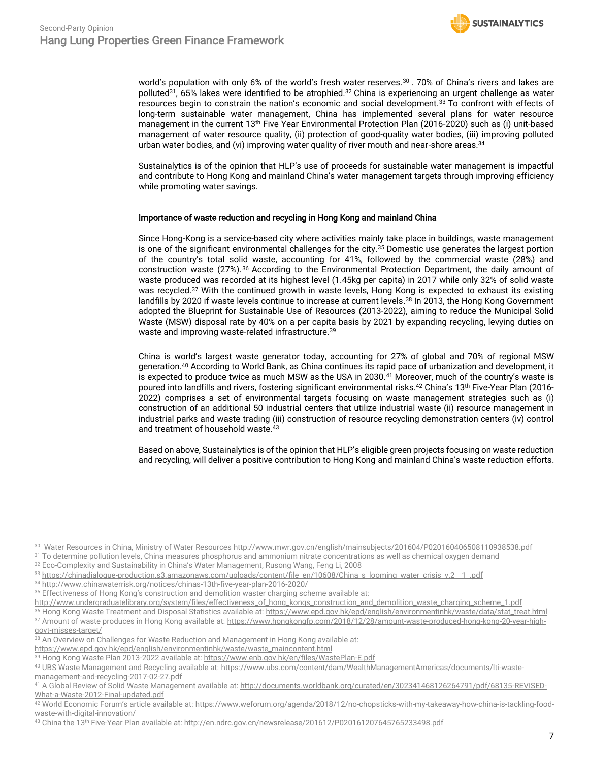world's population with only 6% of the world's fresh water reserves.[30] . 70% of China's rivers and lakes are polluted[31], 65% lakes were identified to be atrophied.[32] China is experiencing an urgent challenge as water resources begin to constrain the nation's economic and social development.[33] To confront with effects of long-term sustainable water management, China has implemented several plans for water resource management in the current 13th Five Year Environmental Protection Plan (2016-2020) such as (i) unit-based management of water resource quality, (ii) protection of good-quality water bodies, (iii) improving polluted urban water bodies, and (vi) improving water quality of river mouth and near-shore areas.[34]

Sustainalytics is of the opinion that HLP's use of proceeds for sustainable water management is impactful and contribute to Hong Kong and mainland China's water management targets through improving efficiency while promoting water savings.

### Importance of waste reduction and recycling in Hong Kong and mainland China

Since Hong-Kong is a service-based city where activities mainly take place in buildings, waste management is one of the significant environmental challenges for the city.[35] Domestic use generates the largest portion of the country's total solid waste, accounting for 41%, followed by the commercial waste (28%) and construction waste (27%).[36] According to the Environmental Protection Department, the daily amount of waste produced was recorded at its highest level (1.45kg per capita) in 2017 while only 32% of solid waste was recycled.[37] With the continued growth in waste levels, Hong Kong is expected to exhaust its existing landfills by 2020 if waste levels continue to increase at current levels.[38] In 2013, the Hong Kong Government adopted the Blueprint for Sustainable Use of Resources (2013-2022), aiming to reduce the Municipal Solid Waste (MSW) disposal rate by 40% on a per capita basis by 2021 by expanding recycling, levying duties on waste and improving waste-related infrastructure.[39]

China is world's largest waste generator today, accounting for 27% of global and 70% of regional MSW generation.[40] According to World Bank, as China continues its rapid pace of urbanization and development, it is expected to produce twice as much MSW as the USA in 2030.[41] Moreover, much of the country's waste is poured into landfills and rivers, fostering significant environmental risks.[42] China's 13th Five-Year Plan (2016-2022) comprises a set of environmental targets focusing on waste management strategies such as (i) construction of an additional 50 industrial centers that utilize industrial waste (ii) resource management in industrial parks and waste trading (iii) construction of resource recycling demonstration centers (iv) control and treatment of household waste.[43]

Based on above, Sustainalytics is of the opinion that HLP's eligible green projects focusing on waste reduction and recycling, will deliver a positive contribution to Hong Kong and mainland China's waste reduction efforts.

---

[30] Water Resources in China, Ministry of Water Resources http://www.mwr.gov.cn/english/mainsubjects/201604/P020160406508110938538.pdf

[31] To determine pollution levels, China measures phosphorus and ammonium nitrate concentrations as well as chemical oxygen demand

[32] Eco-Complexity and Sustainability in China's Water Management, Rusong Wang, Feng Li, 2008

[33] https://chinadialogue-production.s3.amazonaws.com/uploads/content/file_en/10608/China_s_looming_water_crisis_v.2__1_.pdf

[34] http://www.chinawaterrisk.org/notices/chinas-13th-five-year-plan-2016-2020/

[35] Effectiveness of Hong Kong's construction and demolition waster charging scheme available at: http://www.undergraduatelibrary.org/system/files/effectiveness_of_hong_kongs_construction_and_demolition_waste_charging_scheme_1.pdf

[36] Hong Kong Waste Treatment and Disposal Statistics available at: https://www.epd.gov.hk/epd/english/environmentinhk/waste/data/stat_treat.html

[37] Amount of waste produces in Hong Kong available at: https://www.hongkongfp.com/2018/12/28/amount-waste-produced-hong-kong-20-year-high-govt-misses-target/

[38] An Overview on Challenges for Waste Reduction and Management in Hong Kong available at: https://www.epd.gov.hk/epd/english/environmentinhk/waste/waste_maincontent.html

[39] Hong Kong Waste Plan 2013-2022 available at: https://www.enb.gov.hk/en/files/WastePlan-E.pdf

[40] UBS Waste Management and Recycling available at: https://www.ubs.com/content/dam/WealthManagementAmericas/documents/lti-waste-management-and-recycling-2017-02-27.pdf

[41] A Global Review of Solid Waste Management available at: http://documents.worldbank.org/curated/en/302341468126264791/pdf/68135-REVISED-What-a-Waste-2012-Final-updated.pdf

[42] World Economic Forum's article available at: https://www.weforum.org/agenda/2018/12/no-chopsticks-with-my-takeaway-how-china-is-tackling-food-waste-with-digital-innovation/

[43] China the 13th Five-Year Plan available at: http://en.ndrc.gov.cn/newsrelease/201612/P020161207645765233498.pdf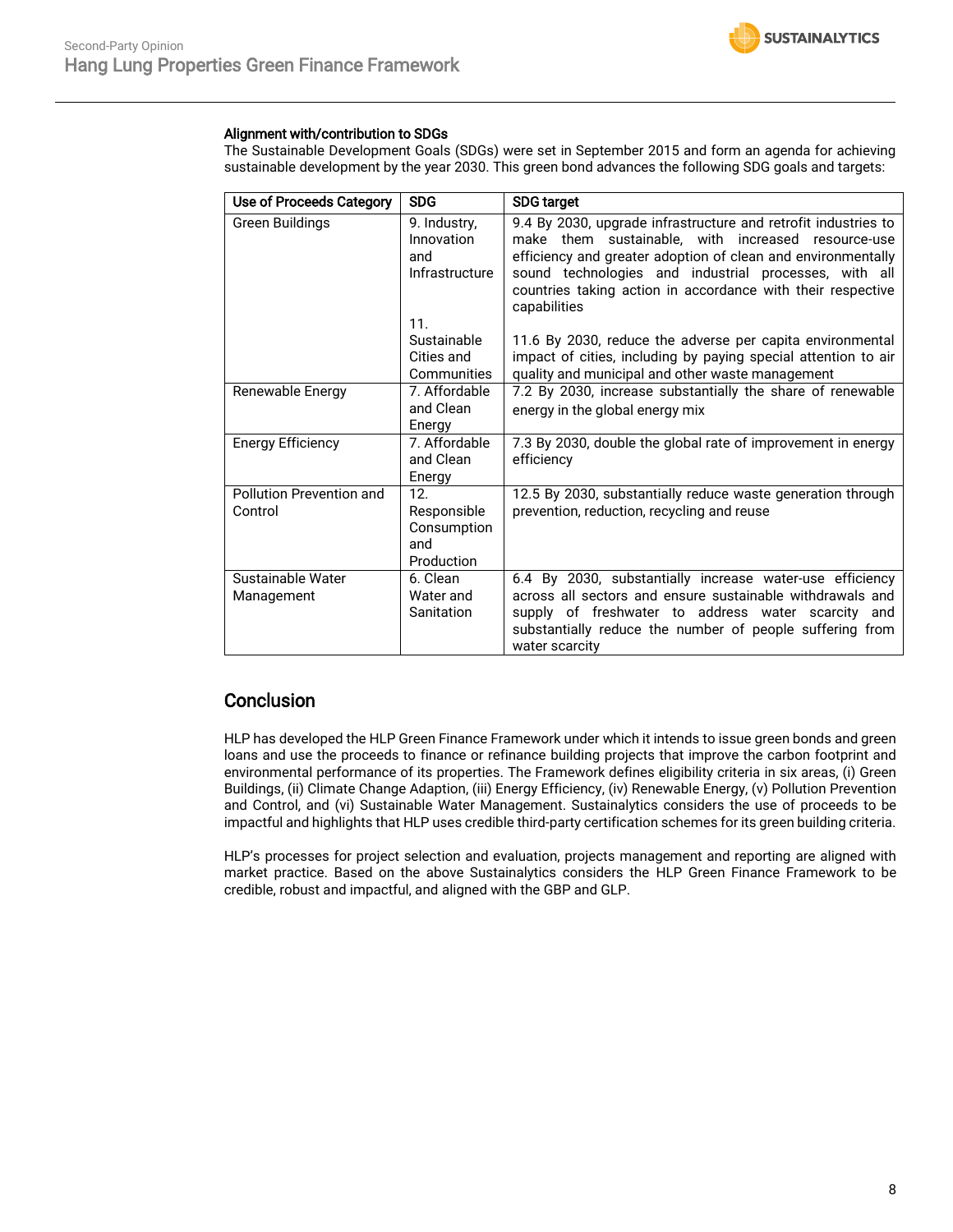**Alignment with/contribution to SDGs**

The Sustainable Development Goals (SDGs) were set in September 2015 and form an agenda for achieving sustainable development by the year 2030. This green bond advances the following SDG goals and targets:

| Use of Proceeds Category | SDG | SDG target |
|---|---|---|
| Green Buildings | 9. Industry, Innovation and Infrastructure<br><br>11. Sustainable Cities and Communities | 9.4 By 2030, upgrade infrastructure and retrofit industries to make them sustainable, with increased resource-use efficiency and greater adoption of clean and environmentally sound technologies and industrial processes, with all countries taking action in accordance with their respective capabilities<br><br>11.6 By 2030, reduce the adverse per capita environmental impact of cities, including by paying special attention to air quality and municipal and other waste management |
| Renewable Energy | 7. Affordable and Clean Energy | 7.2 By 2030, increase substantially the share of renewable energy in the global energy mix |
| Energy Efficiency | 7. Affordable and Clean Energy | 7.3 By 2030, double the global rate of improvement in energy efficiency |
| Pollution Prevention and Control | 12. Responsible Consumption and Production | 12.5 By 2030, substantially reduce waste generation through prevention, reduction, recycling and reuse |
| Sustainable Water Management | 6. Clean Water and Sanitation | 6.4 By 2030, substantially increase water-use efficiency across all sectors and ensure sustainable withdrawals and supply of freshwater to address water scarcity and substantially reduce the number of people suffering from water scarcity |

## Conclusion

HLP has developed the HLP Green Finance Framework under which it intends to issue green bonds and green loans and use the proceeds to finance or refinance building projects that improve the carbon footprint and environmental performance of its properties. The Framework defines eligibility criteria in six areas, (i) Green Buildings, (ii) Climate Change Adaption, (iii) Energy Efficiency, (iv) Renewable Energy, (v) Pollution Prevention and Control, and (vi) Sustainable Water Management. Sustainalytics considers the use of proceeds to be impactful and highlights that HLP uses credible third-party certification schemes for its green building criteria.

HLP's processes for project selection and evaluation, projects management and reporting are aligned with market practice. Based on the above Sustainalytics considers the HLP Green Finance Framework to be credible, robust and impactful, and aligned with the GBP and GLP.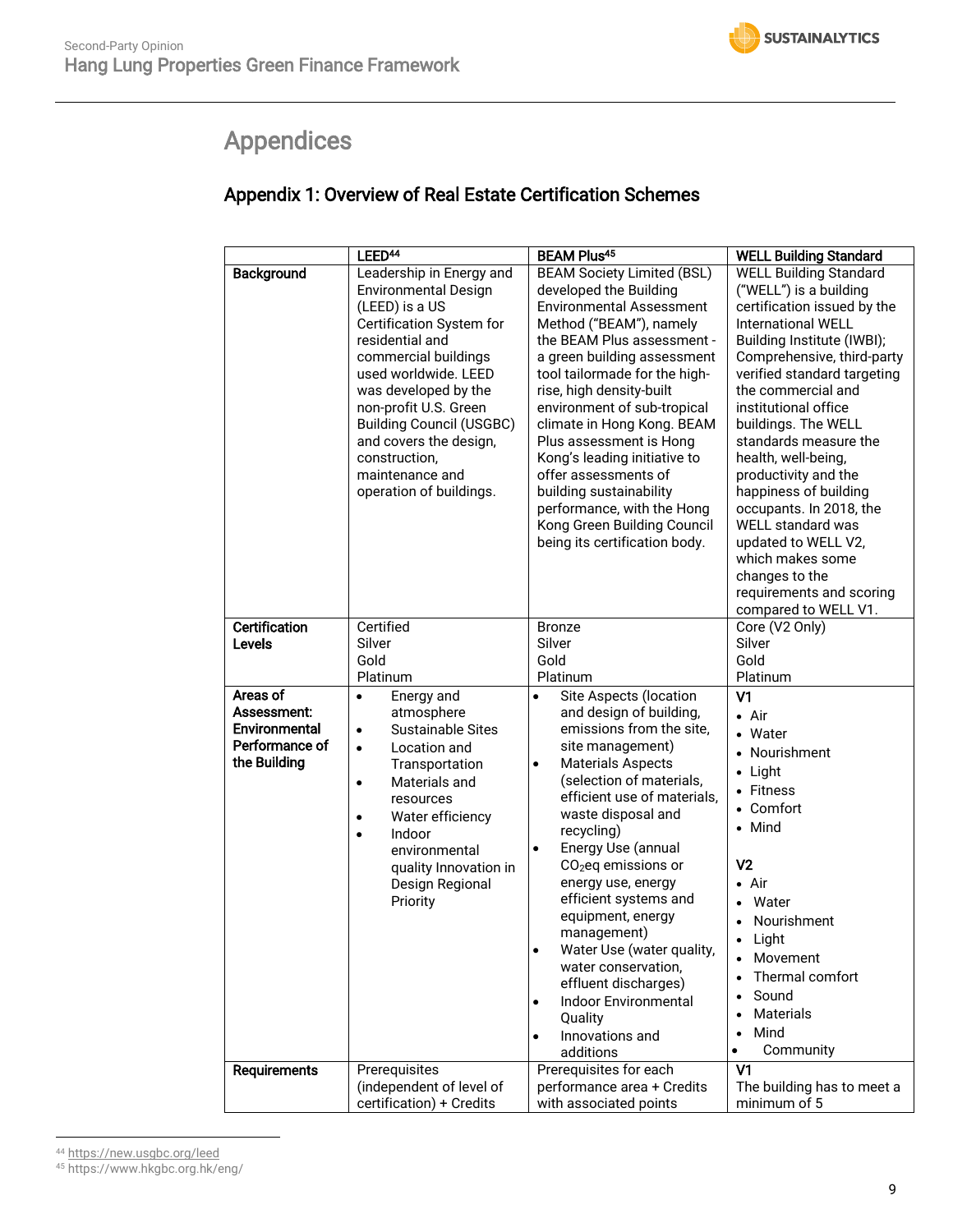# Appendices

## Appendix 1: Overview of Real Estate Certification Schemes

| | LEED[44] | BEAM Plus[45] | WELL Building Standard |
|---|---|---|---|
| **Background** | Leadership in Energy and Environmental Design (LEED) is a US Certification System for residential and commercial buildings used worldwide. LEED was developed by the non-profit U.S. Green Building Council (USGBC) and covers the design, construction, maintenance and operation of buildings. | BEAM Society Limited (BSL) developed the Building Environmental Assessment Method ("BEAM"), namely the BEAM Plus assessment - a green building assessment tool tailormade for the high-rise, high density-built environment of sub-tropical climate in Hong Kong. BEAM Plus assessment is Hong Kong's leading initiative to offer assessments of building sustainability performance, with the Hong Kong Green Building Council being its certification body. | WELL Building Standard ("WELL") is a building certification issued by the International WELL Building Institute (IWBI); Comprehensive, third-party verified standard targeting the commercial and institutional office buildings. The WELL standards measure the health, well-being, productivity and the happiness of building occupants. In 2018, the WELL standard was updated to WELL V2, which makes some changes to the requirements and scoring compared to WELL V1. |
| **Certification Levels** | Certified<br>Silver<br>Gold<br>Platinum | Bronze<br>Silver<br>Gold<br>Platinum | Core (V2 Only)<br>Silver<br>Gold<br>Platinum |
| **Areas of Assessment: Environmental Performance of the Building** | • Energy and atmosphere<br>• Sustainable Sites<br>• Location and Transportation<br>• Materials and resources<br>• Water efficiency<br>• Indoor environmental quality Innovation in Design Regional Priority | • Site Aspects (location and design of building, emissions from the site, site management)<br>• Materials Aspects (selection of materials, efficient use of materials, waste disposal and recycling)<br>• Energy Use (annual $CO_2$eq emissions or energy use, energy efficient systems and equipment, energy management)<br>• Water Use (water quality, water conservation, effluent discharges)<br>• Indoor Environmental Quality<br>• Innovations and additions | **V1**<br>• Air<br>• Water<br>• Nourishment<br>• Light<br>• Fitness<br>• Comfort<br>• Mind<br><br>**V2**<br>• Air<br>• Water<br>• Nourishment<br>• Light<br>• Movement<br>• Thermal comfort<br>• Sound<br>• Materials<br>• Mind<br>• Community |
| **Requirements** | Prerequisites (independent of level of certification) + Credits | Prerequisites for each performance area + Credits with associated points | **V1**<br>The building has to meet a minimum of 5 |

[44] https://new.usgbc.org/leed
[45] https://www.hkgbc.org.hk/eng/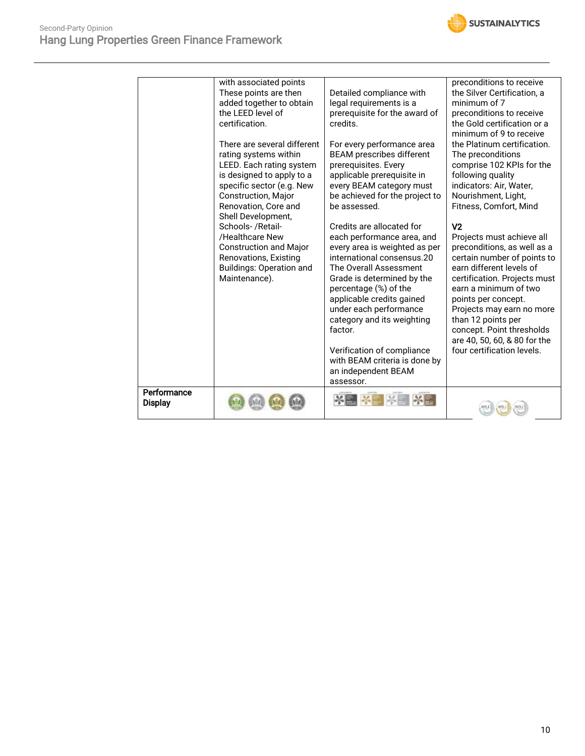| | | | |
|---|---|---|---|
| | with associated points These points are then added together to obtain the LEED level of certification.<br><br>There are several different rating systems within LEED. Each rating system is designed to apply to a specific sector (e.g. New Construction, Major Renovation, Core and Shell Development, Schools- /Retail- /Healthcare New Construction and Major Renovations, Existing Buildings: Operation and Maintenance). | Detailed compliance with legal requirements is a prerequisite for the award of credits.<br><br>For every performance area BEAM prescribes different prerequisites. Every applicable prerequisite in every BEAM category must be achieved for the project to be assessed.<br><br>Credits are allocated for each performance area, and every area is weighted as per international consensus.20 The Overall Assessment Grade is determined by the percentage (%) of the applicable credits gained under each performance category and its weighting factor.<br><br>Verification of compliance with BEAM criteria is done by an independent BEAM assessor. | preconditions to receive the Silver Certification, a minimum of 7 preconditions to receive the Gold certification or a minimum of 9 to receive the Platinum certification. The preconditions comprise 102 KPIs for the following quality indicators: Air, Water, Nourishment, Light, Fitness, Comfort, Mind<br><br>**V2**<br>Projects must achieve all preconditions, as well as a certain number of points to earn different levels of certification. Projects must earn a minimum of two points per concept. Projects may earn no more than 12 points per concept. Point thresholds are 40, 50, 60, & 80 for the four certification levels. |
| **Performance Display** | | | |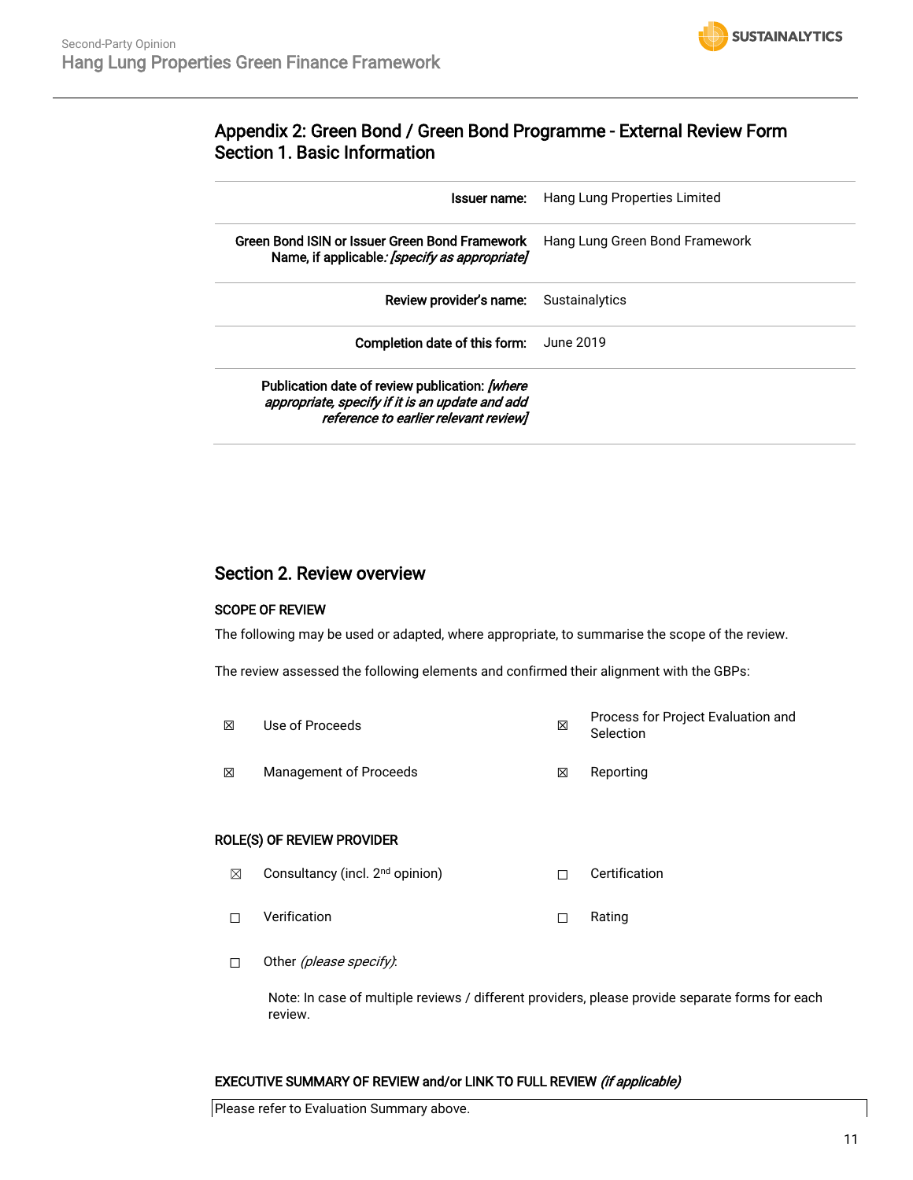## Appendix 2: Green Bond / Green Bond Programme - External Review Form
## Section 1. Basic Information

| | |
|---|---|
| **Issuer name:** | Hang Lung Properties Limited |
| **Green Bond ISIN or Issuer Green Bond Framework Name, if applicable:** ***[specify as appropriate]*** | Hang Lung Green Bond Framework |
| **Review provider's name:** | Sustainalytics |
| **Completion date of this form:** | June 2019 |
| **Publication date of review publication:** ***[where appropriate, specify if it is an update and add reference to earlier relevant review]*** | |

## Section 2. Review overview

### SCOPE OF REVIEW

The following may be used or adapted, where appropriate, to summarise the scope of the review.

The review assessed the following elements and confirmed their alignment with the GBPs:

| | | | |
|---|---|---|---|
| ☒ | Use of Proceeds | ☒ | Process for Project Evaluation and Selection |
| ☒ | Management of Proceeds | ☒ | Reporting |

### ROLE(S) OF REVIEW PROVIDER

| | | | |
|---|---|---|---|
| ☒ | Consultancy (incl. 2nd opinion) | ☐ | Certification |
| ☐ | Verification | ☐ | Rating |
| ☐ | Other *(please specify)*: | | |

Note: In case of multiple reviews / different providers, please provide separate forms for each review.

### EXECUTIVE SUMMARY OF REVIEW and/or LINK TO FULL REVIEW *(if applicable)*

Please refer to Evaluation Summary above.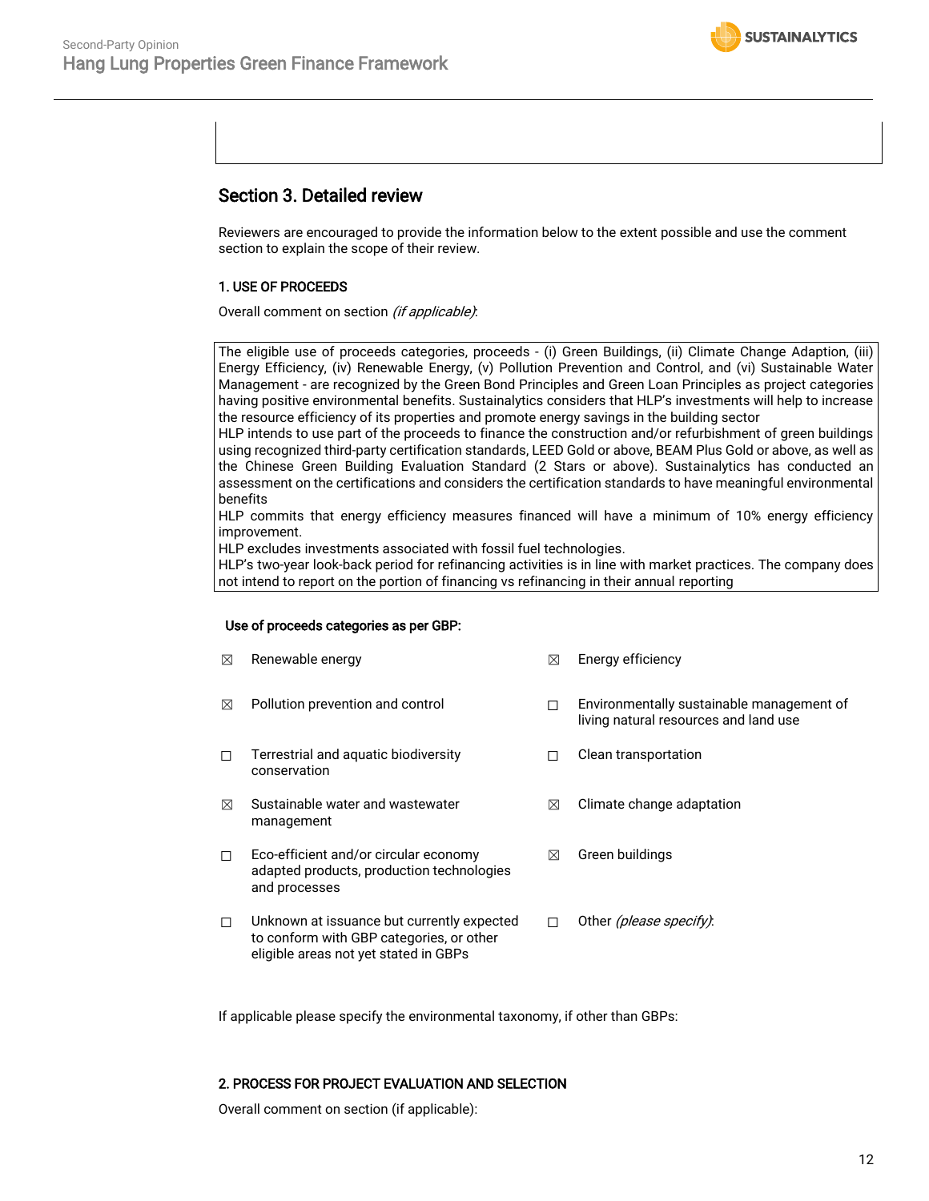## Section 3. Detailed review

Reviewers are encouraged to provide the information below to the extent possible and use the comment section to explain the scope of their review.

### 1. USE OF PROCEEDS

Overall comment on section *(if applicable)*:

The eligible use of proceeds categories, proceeds - (i) Green Buildings, (ii) Climate Change Adaption, (iii) Energy Efficiency, (iv) Renewable Energy, (v) Pollution Prevention and Control, and (vi) Sustainable Water Management - are recognized by the Green Bond Principles and Green Loan Principles as project categories having positive environmental benefits. Sustainalytics considers that HLP's investments will help to increase the resource efficiency of its properties and promote energy savings in the building sector

HLP intends to use part of the proceeds to finance the construction and/or refurbishment of green buildings using recognized third-party certification standards, LEED Gold or above, BEAM Plus Gold or above, as well as the Chinese Green Building Evaluation Standard (2 Stars or above). Sustainalytics has conducted an assessment on the certifications and considers the certification standards to have meaningful environmental benefits

HLP commits that energy efficiency measures financed will have a minimum of 10% energy efficiency improvement.

HLP excludes investments associated with fossil fuel technologies.

HLP's two-year look-back period for refinancing activities is in line with market practices. The company does not intend to report on the portion of financing vs refinancing in their annual reporting

**Use of proceeds categories as per GBP:**

- ☒ Renewable energy
- ☒ Energy efficiency
- ☒ Pollution prevention and control
- ☐ Environmentally sustainable management of living natural resources and land use
- ☐ Terrestrial and aquatic biodiversity conservation
- ☐ Clean transportation
- ☒ Sustainable water and wastewater management
- ☒ Climate change adaptation
- ☐ Eco-efficient and/or circular economy adapted products, production technologies and processes
- ☒ Green buildings
- ☐ Unknown at issuance but currently expected to conform with GBP categories, or other eligible areas not yet stated in GBPs
- ☐ Other *(please specify)*:

If applicable please specify the environmental taxonomy, if other than GBPs:

### 2. PROCESS FOR PROJECT EVALUATION AND SELECTION

Overall comment on section (if applicable):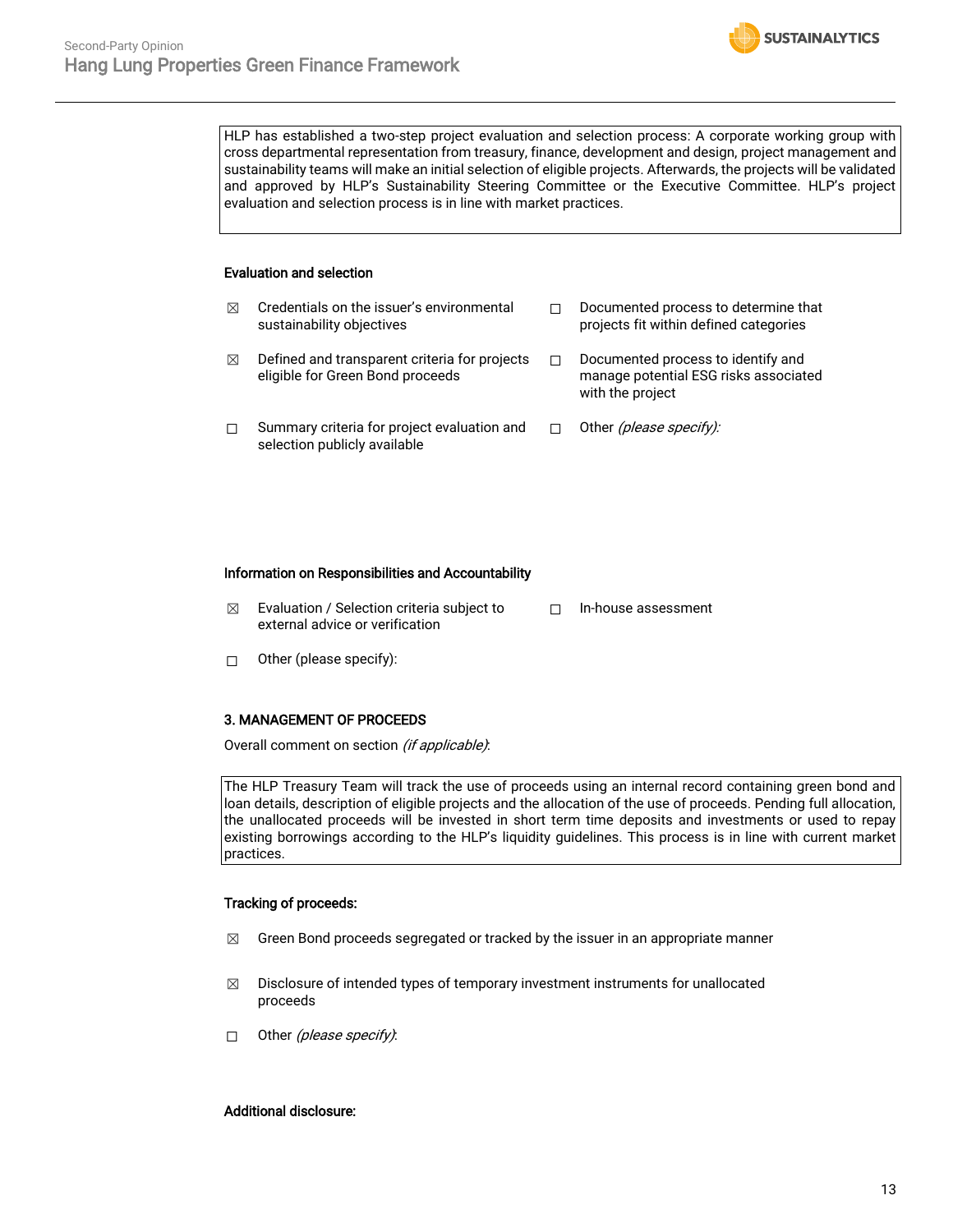HLP has established a two-step project evaluation and selection process: A corporate working group with cross departmental representation from treasury, finance, development and design, project management and sustainability teams will make an initial selection of eligible projects. Afterwards, the projects will be validated and approved by HLP's Sustainability Steering Committee or the Executive Committee. HLP's project evaluation and selection process is in line with market practices.

**Evaluation and selection**

☒ Credentials on the issuer's environmental sustainability objectives

☐ Documented process to determine that projects fit within defined categories

☒ Defined and transparent criteria for projects eligible for Green Bond proceeds

☐ Documented process to identify and manage potential ESG risks associated with the project

☐ Summary criteria for project evaluation and selection publicly available

☐ Other *(please specify):*

**Information on Responsibilities and Accountability**

☒ Evaluation / Selection criteria subject to external advice or verification

☐ In-house assessment

☐ Other (please specify):

**3. MANAGEMENT OF PROCEEDS**

Overall comment on section *(if applicable)*:

The HLP Treasury Team will track the use of proceeds using an internal record containing green bond and loan details, description of eligible projects and the allocation of the use of proceeds. Pending full allocation, the unallocated proceeds will be invested in short term time deposits and investments or used to repay existing borrowings according to the HLP's liquidity guidelines. This process is in line with current market practices.

**Tracking of proceeds:**

☒ Green Bond proceeds segregated or tracked by the issuer in an appropriate manner

☒ Disclosure of intended types of temporary investment instruments for unallocated proceeds

☐ Other *(please specify)*:

**Additional disclosure:**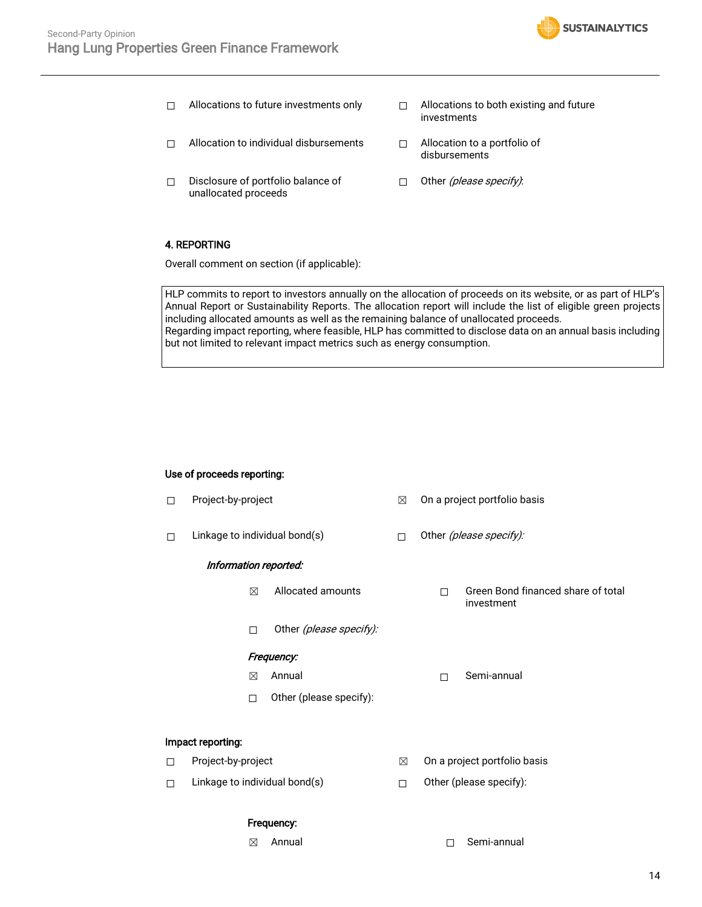☐ Allocations to future investments only

☐ Allocations to both existing and future investments

☐ Allocation to individual disbursements

☐ Allocation to a portfolio of disbursements

☐ Disclosure of portfolio balance of unallocated proceeds

☐ Other *(please specify)*:

**4. REPORTING**

Overall comment on section (if applicable):

| HLP commits to report to investors annually on the allocation of proceeds on its website, or as part of HLP's Annual Report or Sustainability Reports. The allocation report will include the list of eligible green projects including allocated amounts as well as the remaining balance of unallocated proceeds.<br>Regarding impact reporting, where feasible, HLP has committed to disclose data on an annual basis including but not limited to relevant impact metrics such as energy consumption. |
|---|

**Use of proceeds reporting:**

☐ Project-by-project

☒ On a project portfolio basis

☐ Linkage to individual bond(s)

☐ Other *(please specify)*:

***Information reported:***

☒ Allocated amounts

☐ Green Bond financed share of total investment

☐ Other *(please specify)*:

***Frequency:***

☒ Annual

☐ Semi-annual

☐ Other (please specify):

**Impact reporting:**

☐ Project-by-project

☒ On a project portfolio basis

☐ Linkage to individual bond(s)

☐ Other (please specify):

**Frequency:**

☒ Annual

☐ Semi-annual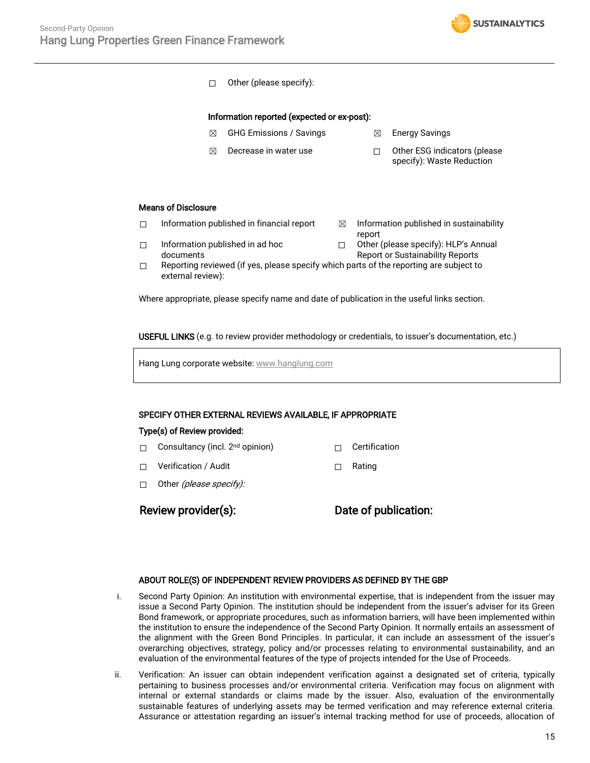☐ Other (please specify):

**Information reported (expected or ex-post):**

☒ GHG Emissions / Savings

☒ Energy Savings

☒ Decrease in water use

☐ Other ESG indicators (please specify): Waste Reduction

**Means of Disclosure**

☐ Information published in financial report

☒ Information published in sustainability report

☐ Information published in ad hoc documents

☐ Other (please specify): HLP's Annual Report or Sustainability Reports

☐ Reporting reviewed (if yes, please specify which parts of the reporting are subject to external review):

Where appropriate, please specify name and date of publication in the useful links section.

**USEFUL LINKS** (e.g. to review provider methodology or credentials, to issuer's documentation, etc.)

| Hang Lung corporate website: www.hanglung.com |
|---|

**SPECIFY OTHER EXTERNAL REVIEWS AVAILABLE, IF APPROPRIATE**

**Type(s) of Review provided:**

☐ Consultancy (incl. 2nd opinion)

☐ Certification

☐ Verification / Audit

☐ Rating

☐ Other *(please specify):*

**Review provider(s):**

**Date of publication:**

**ABOUT ROLE(S) OF INDEPENDENT REVIEW PROVIDERS AS DEFINED BY THE GBP**

i. Second Party Opinion: An institution with environmental expertise, that is independent from the issuer may issue a Second Party Opinion. The institution should be independent from the issuer's adviser for its Green Bond framework, or appropriate procedures, such as information barriers, will have been implemented within the institution to ensure the independence of the Second Party Opinion. It normally entails an assessment of the alignment with the Green Bond Principles. In particular, it can include an assessment of the issuer's overarching objectives, strategy, policy and/or processes relating to environmental sustainability, and an evaluation of the environmental features of the type of projects intended for the Use of Proceeds.

ii. Verification: An issuer can obtain independent verification against a designated set of criteria, typically pertaining to business processes and/or environmental criteria. Verification may focus on alignment with internal or external standards or claims made by the issuer. Also, evaluation of the environmentally sustainable features of underlying assets may be termed verification and may reference external criteria. Assurance or attestation regarding an issuer's internal tracking method for use of proceeds, allocation of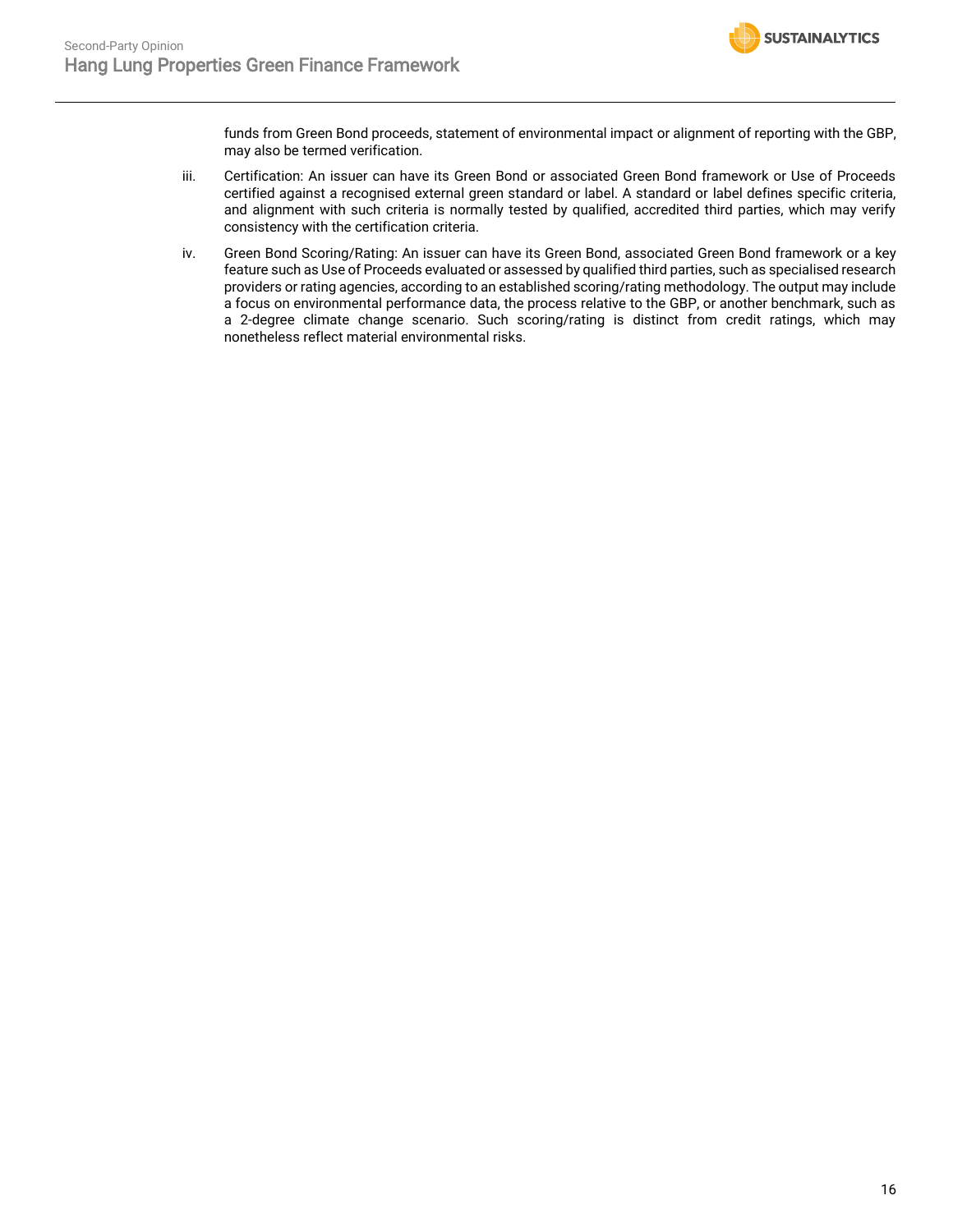funds from Green Bond proceeds, statement of environmental impact or alignment of reporting with the GBP, may also be termed verification.

iii. Certification: An issuer can have its Green Bond or associated Green Bond framework or Use of Proceeds certified against a recognised external green standard or label. A standard or label defines specific criteria, and alignment with such criteria is normally tested by qualified, accredited third parties, which may verify consistency with the certification criteria.

iv. Green Bond Scoring/Rating: An issuer can have its Green Bond, associated Green Bond framework or a key feature such as Use of Proceeds evaluated or assessed by qualified third parties, such as specialised research providers or rating agencies, according to an established scoring/rating methodology. The output may include a focus on environmental performance data, the process relative to the GBP, or another benchmark, such as a 2-degree climate change scenario. Such scoring/rating is distinct from credit ratings, which may nonetheless reflect material environmental risks.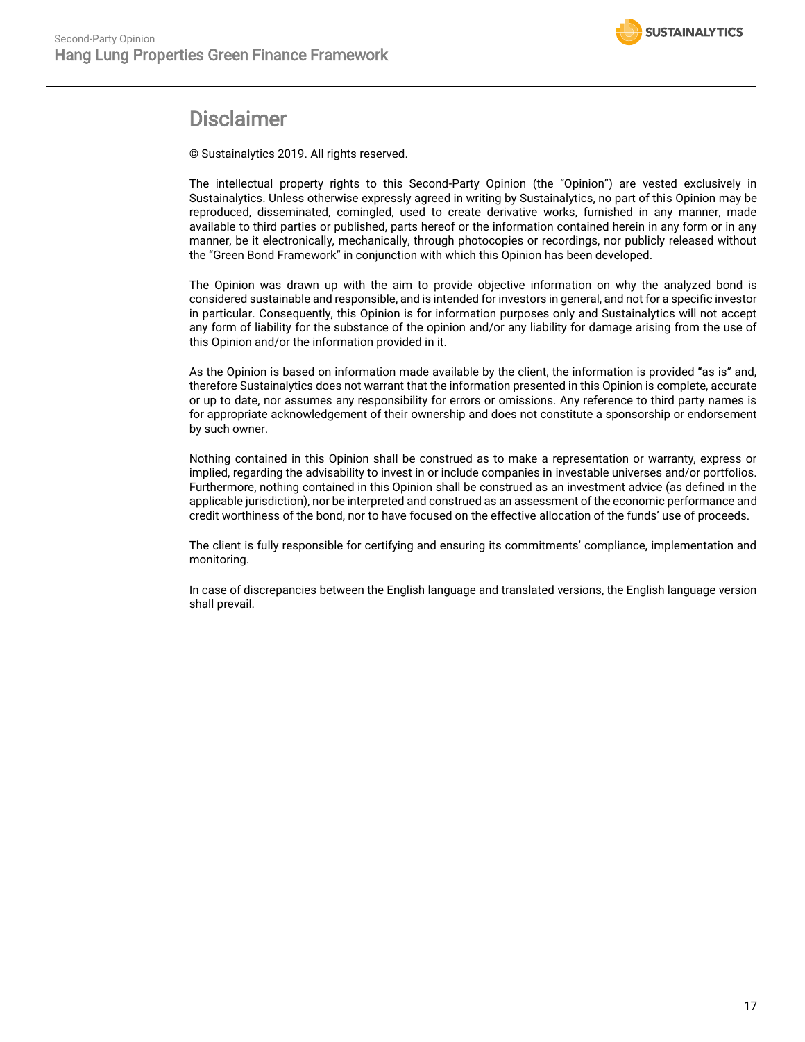# Disclaimer

© Sustainalytics 2019. All rights reserved.

The intellectual property rights to this Second-Party Opinion (the "Opinion") are vested exclusively in Sustainalytics. Unless otherwise expressly agreed in writing by Sustainalytics, no part of this Opinion may be reproduced, disseminated, comingled, used to create derivative works, furnished in any manner, made available to third parties or published, parts hereof or the information contained herein in any form or in any manner, be it electronically, mechanically, through photocopies or recordings, nor publicly released without the "Green Bond Framework" in conjunction with which this Opinion has been developed.

The Opinion was drawn up with the aim to provide objective information on why the analyzed bond is considered sustainable and responsible, and is intended for investors in general, and not for a specific investor in particular. Consequently, this Opinion is for information purposes only and Sustainalytics will not accept any form of liability for the substance of the opinion and/or any liability for damage arising from the use of this Opinion and/or the information provided in it.

As the Opinion is based on information made available by the client, the information is provided "as is" and, therefore Sustainalytics does not warrant that the information presented in this Opinion is complete, accurate or up to date, nor assumes any responsibility for errors or omissions. Any reference to third party names is for appropriate acknowledgement of their ownership and does not constitute a sponsorship or endorsement by such owner.

Nothing contained in this Opinion shall be construed as to make a representation or warranty, express or implied, regarding the advisability to invest in or include companies in investable universes and/or portfolios. Furthermore, nothing contained in this Opinion shall be construed as an investment advice (as defined in the applicable jurisdiction), nor be interpreted and construed as an assessment of the economic performance and credit worthiness of the bond, nor to have focused on the effective allocation of the funds' use of proceeds.

The client is fully responsible for certifying and ensuring its commitments' compliance, implementation and monitoring.

In case of discrepancies between the English language and translated versions, the English language version shall prevail.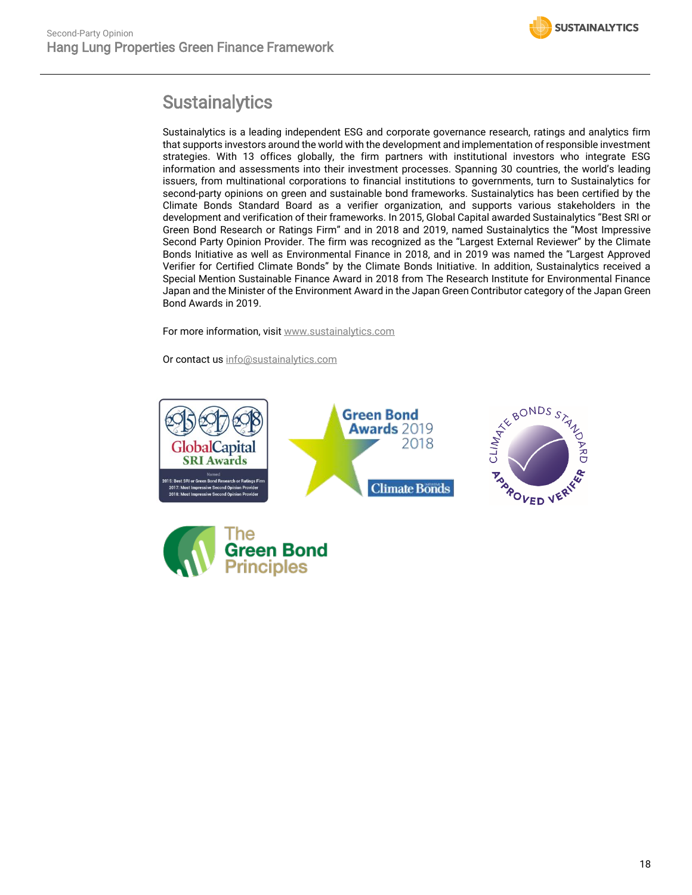# Sustainalytics

Sustainalytics is a leading independent ESG and corporate governance research, ratings and analytics firm that supports investors around the world with the development and implementation of responsible investment strategies. With 13 offices globally, the firm partners with institutional investors who integrate ESG information and assessments into their investment processes. Spanning 30 countries, the world's leading issuers, from multinational corporations to financial institutions to governments, turn to Sustainalytics for second-party opinions on green and sustainable bond frameworks. Sustainalytics has been certified by the Climate Bonds Standard Board as a verifier organization, and supports various stakeholders in the development and verification of their frameworks. In 2015, Global Capital awarded Sustainalytics "Best SRI or Green Bond Research or Ratings Firm" and in 2018 and 2019, named Sustainalytics the "Most Impressive Second Party Opinion Provider. The firm was recognized as the "Largest External Reviewer" by the Climate Bonds Initiative as well as Environmental Finance in 2018, and in 2019 was named the "Largest Approved Verifier for Certified Climate Bonds" by the Climate Bonds Initiative. In addition, Sustainalytics received a Special Mention Sustainable Finance Award in 2018 from The Research Institute for Environmental Finance Japan and the Minister of the Environment Award in the Japan Green Contributor category of the Japan Green Bond Awards in 2019.

For more information, visit www.sustainalytics.com

Or contact us info@sustainalytics.com